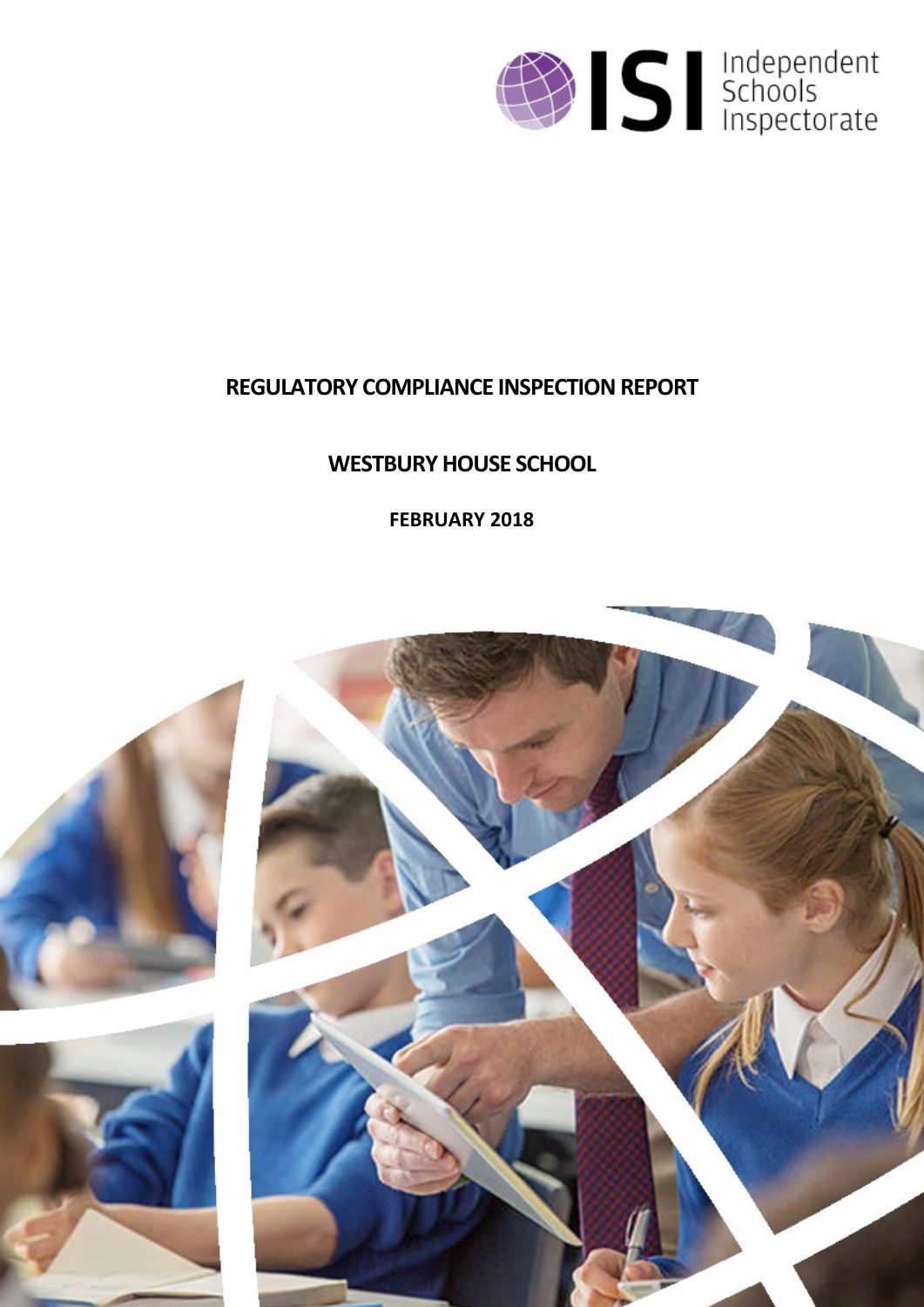ISI Independent Schools Inspectorate

# REGULATORY COMPLIANCE INSPECTION REPORT

## WESTBURY HOUSE SCHOOL

**FEBRUARY 2018**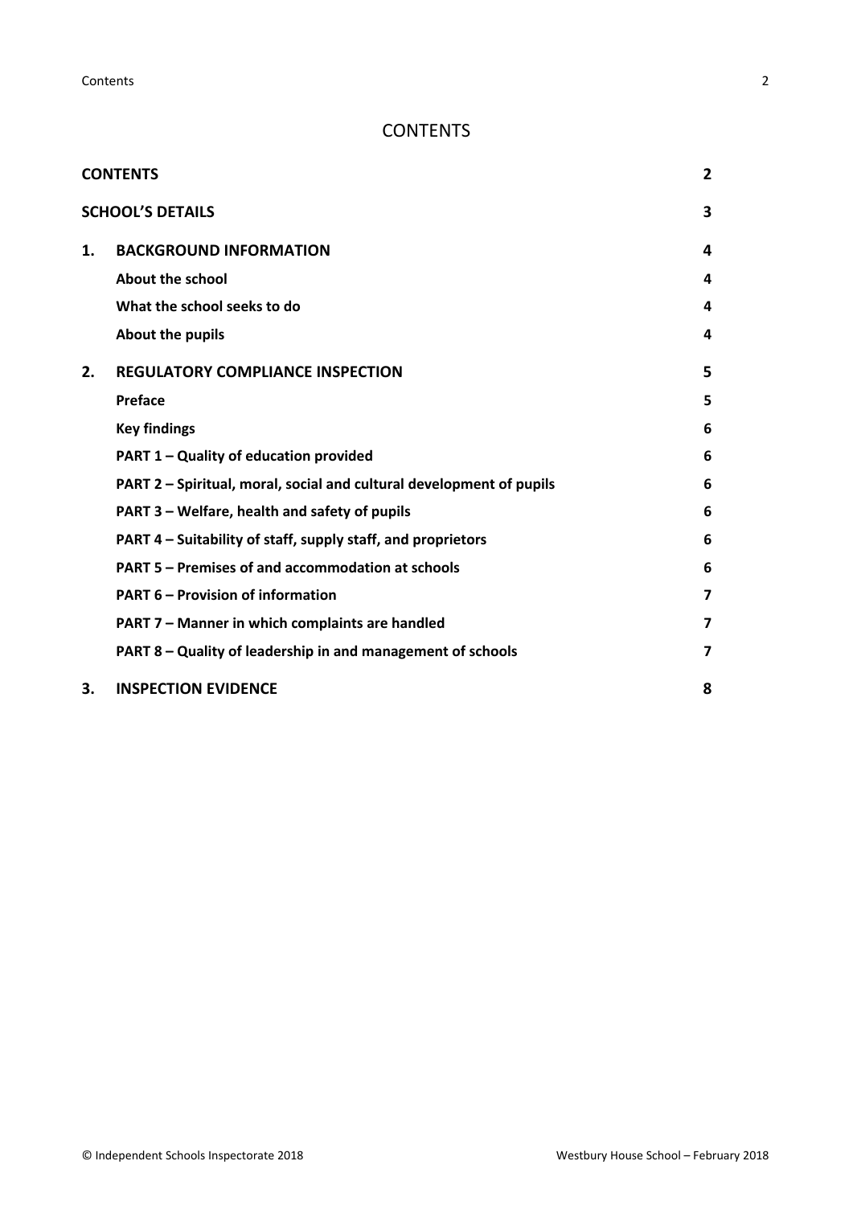# CONTENTS

| | | |
|---|---|---|
| **CONTENTS** | | **2** |
| **SCHOOL'S DETAILS** | | **3** |
| **1.** | **BACKGROUND INFORMATION** | **4** |
| | **About the school** | **4** |
| | **What the school seeks to do** | **4** |
| | **About the pupils** | **4** |
| **2.** | **REGULATORY COMPLIANCE INSPECTION** | **5** |
| | **Preface** | **5** |
| | **Key findings** | **6** |
| | **PART 1 – Quality of education provided** | **6** |
| | **PART 2 – Spiritual, moral, social and cultural development of pupils** | **6** |
| | **PART 3 – Welfare, health and safety of pupils** | **6** |
| | **PART 4 – Suitability of staff, supply staff, and proprietors** | **6** |
| | **PART 5 – Premises of and accommodation at schools** | **6** |
| | **PART 6 – Provision of information** | **7** |
| | **PART 7 – Manner in which complaints are handled** | **7** |
| | **PART 8 – Quality of leadership in and management of schools** | **7** |
| **3.** | **INSPECTION EVIDENCE** | **8** |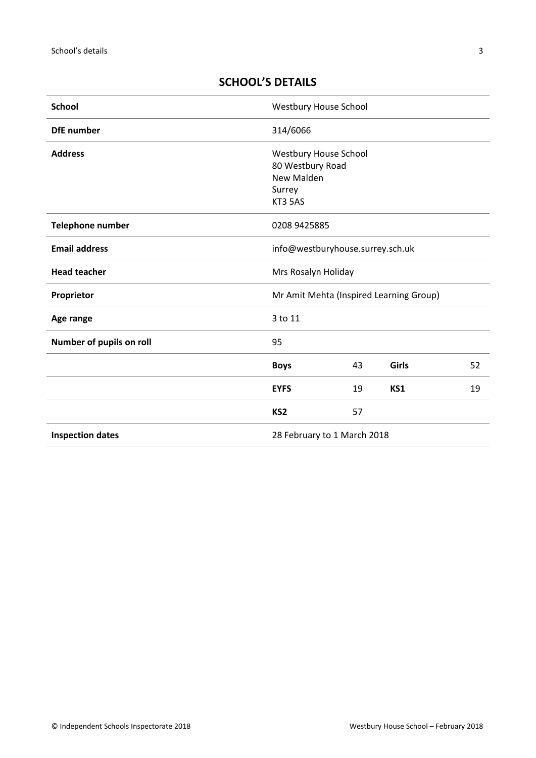## SCHOOL'S DETAILS

| | | | | |
|---|---|---|---|---|
| **School** | Westbury House School | | | |
| **DfE number** | 314/6066 | | | |
| **Address** | Westbury House School<br>80 Westbury Road<br>New Malden<br>Surrey<br>KT3 5AS | | | |
| **Telephone number** | 0208 9425885 | | | |
| **Email address** | info@westburyhouse.surrey.sch.uk | | | |
| **Head teacher** | Mrs Rosalyn Holiday | | | |
| **Proprietor** | Mr Amit Mehta (Inspired Learning Group) | | | |
| **Age range** | 3 to 11 | | | |
| **Number of pupils on roll** | 95 | | | |
| | **Boys** | 43 | **Girls** | 52 |
| | **EYFS** | 19 | **KS1** | 19 |
| | **KS2** | 57 | | |
| **Inspection dates** | 28 February to 1 March 2018 | | | |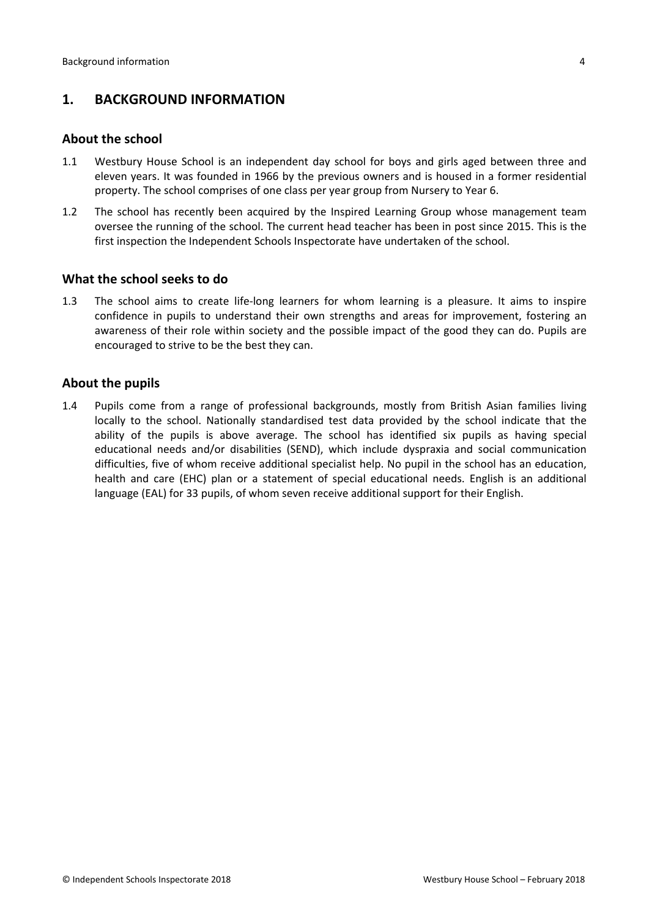## 1. BACKGROUND INFORMATION

### About the school

1.1 Westbury House School is an independent day school for boys and girls aged between three and eleven years. It was founded in 1966 by the previous owners and is housed in a former residential property. The school comprises of one class per year group from Nursery to Year 6.

1.2 The school has recently been acquired by the Inspired Learning Group whose management team oversee the running of the school. The current head teacher has been in post since 2015. This is the first inspection the Independent Schools Inspectorate have undertaken of the school.

### What the school seeks to do

1.3 The school aims to create life-long learners for whom learning is a pleasure. It aims to inspire confidence in pupils to understand their own strengths and areas for improvement, fostering an awareness of their role within society and the possible impact of the good they can do. Pupils are encouraged to strive to be the best they can.

### About the pupils

1.4 Pupils come from a range of professional backgrounds, mostly from British Asian families living locally to the school. Nationally standardised test data provided by the school indicate that the ability of the pupils is above average. The school has identified six pupils as having special educational needs and/or disabilities (SEND), which include dyspraxia and social communication difficulties, five of whom receive additional specialist help. No pupil in the school has an education, health and care (EHC) plan or a statement of special educational needs. English is an additional language (EAL) for 33 pupils, of whom seven receive additional support for their English.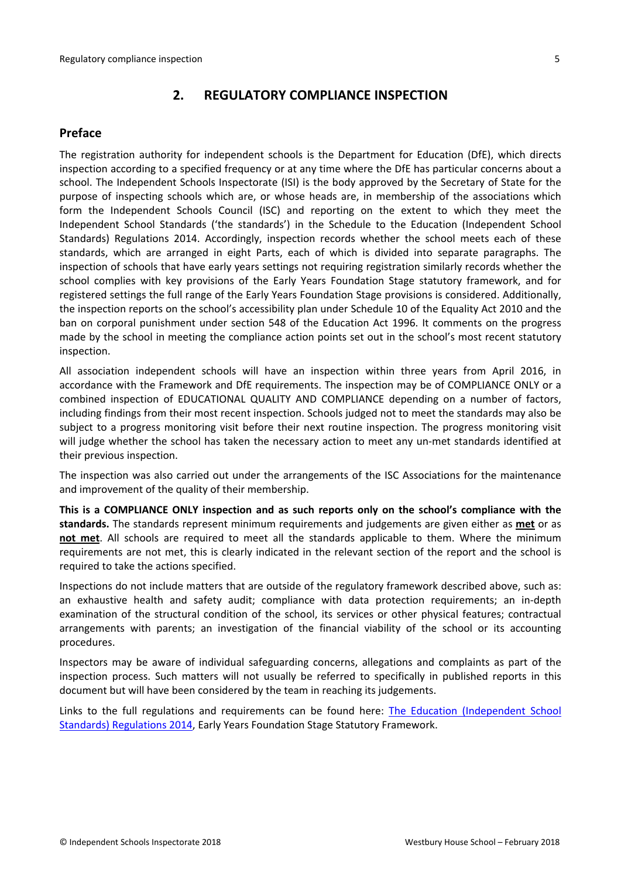## 2. REGULATORY COMPLIANCE INSPECTION

### Preface

The registration authority for independent schools is the Department for Education (DfE), which directs inspection according to a specified frequency or at any time where the DfE has particular concerns about a school. The Independent Schools Inspectorate (ISI) is the body approved by the Secretary of State for the purpose of inspecting schools which are, or whose heads are, in membership of the associations which form the Independent Schools Council (ISC) and reporting on the extent to which they meet the Independent School Standards ('the standards') in the Schedule to the Education (Independent School Standards) Regulations 2014. Accordingly, inspection records whether the school meets each of these standards, which are arranged in eight Parts, each of which is divided into separate paragraphs. The inspection of schools that have early years settings not requiring registration similarly records whether the school complies with key provisions of the Early Years Foundation Stage statutory framework, and for registered settings the full range of the Early Years Foundation Stage provisions is considered. Additionally, the inspection reports on the school's accessibility plan under Schedule 10 of the Equality Act 2010 and the ban on corporal punishment under section 548 of the Education Act 1996. It comments on the progress made by the school in meeting the compliance action points set out in the school's most recent statutory inspection.

All association independent schools will have an inspection within three years from April 2016, in accordance with the Framework and DfE requirements. The inspection may be of COMPLIANCE ONLY or a combined inspection of EDUCATIONAL QUALITY AND COMPLIANCE depending on a number of factors, including findings from their most recent inspection. Schools judged not to meet the standards may also be subject to a progress monitoring visit before their next routine inspection. The progress monitoring visit will judge whether the school has taken the necessary action to meet any un-met standards identified at their previous inspection.

The inspection was also carried out under the arrangements of the ISC Associations for the maintenance and improvement of the quality of their membership.

**This is a COMPLIANCE ONLY inspection and as such reports only on the school's compliance with the standards.** The standards represent minimum requirements and judgements are given either as **met** or as **not met**. All schools are required to meet all the standards applicable to them. Where the minimum requirements are not met, this is clearly indicated in the relevant section of the report and the school is required to take the actions specified.

Inspections do not include matters that are outside of the regulatory framework described above, such as: an exhaustive health and safety audit; compliance with data protection requirements; an in-depth examination of the structural condition of the school, its services or other physical features; contractual arrangements with parents; an investigation of the financial viability of the school or its accounting procedures.

Inspectors may be aware of individual safeguarding concerns, allegations and complaints as part of the inspection process. Such matters will not usually be referred to specifically in published reports in this document but will have been considered by the team in reaching its judgements.

Links to the full regulations and requirements can be found here: The Education (Independent School Standards) Regulations 2014, Early Years Foundation Stage Statutory Framework.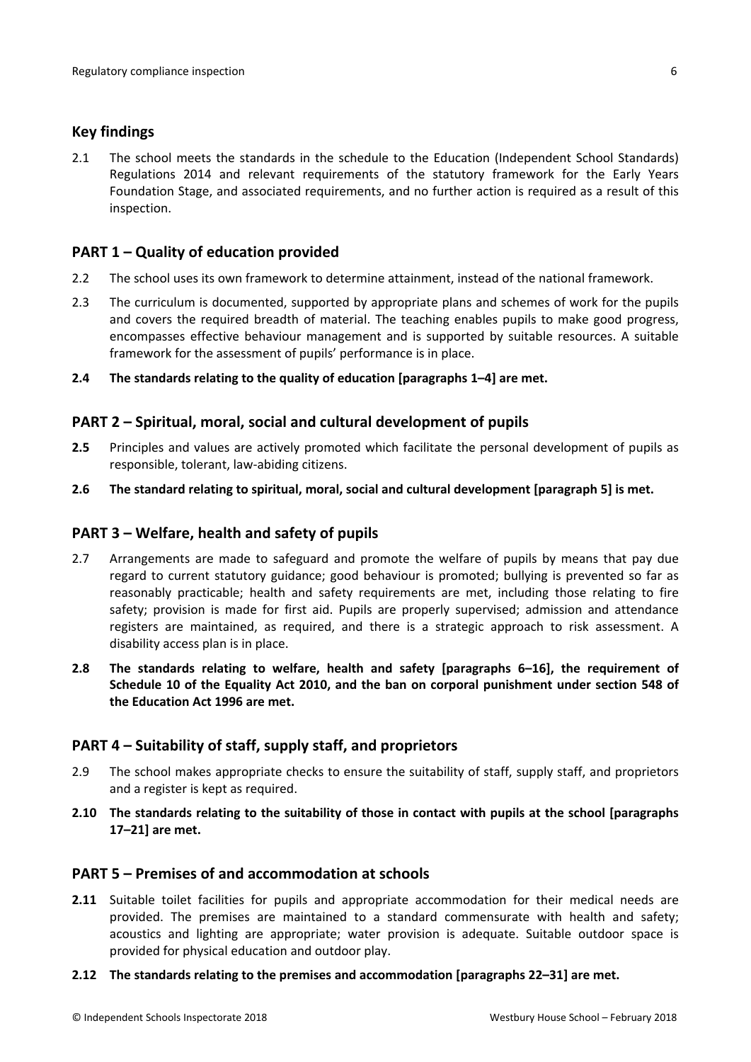## Key findings

2.1 The school meets the standards in the schedule to the Education (Independent School Standards) Regulations 2014 and relevant requirements of the statutory framework for the Early Years Foundation Stage, and associated requirements, and no further action is required as a result of this inspection.

## PART 1 – Quality of education provided

2.2 The school uses its own framework to determine attainment, instead of the national framework.

2.3 The curriculum is documented, supported by appropriate plans and schemes of work for the pupils and covers the required breadth of material. The teaching enables pupils to make good progress, encompasses effective behaviour management and is supported by suitable resources. A suitable framework for the assessment of pupils' performance is in place.

**2.4 The standards relating to the quality of education [paragraphs 1–4] are met.**

## PART 2 – Spiritual, moral, social and cultural development of pupils

**2.5** Principles and values are actively promoted which facilitate the personal development of pupils as responsible, tolerant, law-abiding citizens.

**2.6 The standard relating to spiritual, moral, social and cultural development [paragraph 5] is met.**

## PART 3 – Welfare, health and safety of pupils

2.7 Arrangements are made to safeguard and promote the welfare of pupils by means that pay due regard to current statutory guidance; good behaviour is promoted; bullying is prevented so far as reasonably practicable; health and safety requirements are met, including those relating to fire safety; provision is made for first aid. Pupils are properly supervised; admission and attendance registers are maintained, as required, and there is a strategic approach to risk assessment. A disability access plan is in place.

**2.8 The standards relating to welfare, health and safety [paragraphs 6–16], the requirement of Schedule 10 of the Equality Act 2010, and the ban on corporal punishment under section 548 of the Education Act 1996 are met.**

## PART 4 – Suitability of staff, supply staff, and proprietors

2.9 The school makes appropriate checks to ensure the suitability of staff, supply staff, and proprietors and a register is kept as required.

**2.10 The standards relating to the suitability of those in contact with pupils at the school [paragraphs 17–21] are met.**

## PART 5 – Premises of and accommodation at schools

**2.11** Suitable toilet facilities for pupils and appropriate accommodation for their medical needs are provided. The premises are maintained to a standard commensurate with health and safety; acoustics and lighting are appropriate; water provision is adequate. Suitable outdoor space is provided for physical education and outdoor play.

**2.12 The standards relating to the premises and accommodation [paragraphs 22–31] are met.**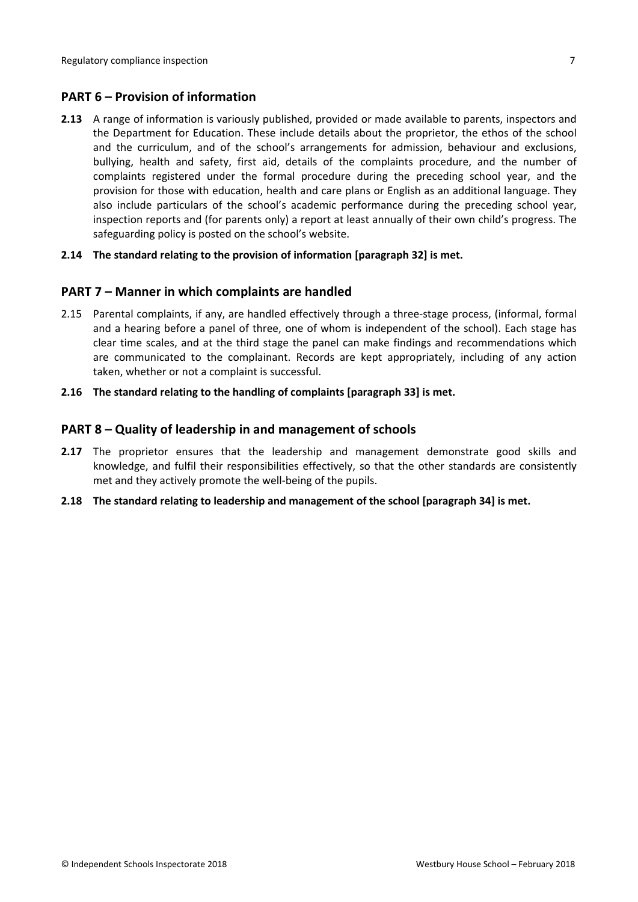## PART 6 – Provision of information

**2.13** A range of information is variously published, provided or made available to parents, inspectors and the Department for Education. These include details about the proprietor, the ethos of the school and the curriculum, and of the school's arrangements for admission, behaviour and exclusions, bullying, health and safety, first aid, details of the complaints procedure, and the number of complaints registered under the formal procedure during the preceding school year, and the provision for those with education, health and care plans or English as an additional language. They also include particulars of the school's academic performance during the preceding school year, inspection reports and (for parents only) a report at least annually of their own child's progress. The safeguarding policy is posted on the school's website.

**2.14 The standard relating to the provision of information [paragraph 32] is met.**

## PART 7 – Manner in which complaints are handled

2.15 Parental complaints, if any, are handled effectively through a three-stage process, (informal, formal and a hearing before a panel of three, one of whom is independent of the school). Each stage has clear time scales, and at the third stage the panel can make findings and recommendations which are communicated to the complainant. Records are kept appropriately, including of any action taken, whether or not a complaint is successful.

**2.16 The standard relating to the handling of complaints [paragraph 33] is met.**

## PART 8 – Quality of leadership in and management of schools

**2.17** The proprietor ensures that the leadership and management demonstrate good skills and knowledge, and fulfil their responsibilities effectively, so that the other standards are consistently met and they actively promote the well-being of the pupils.

**2.18 The standard relating to leadership and management of the school [paragraph 34] is met.**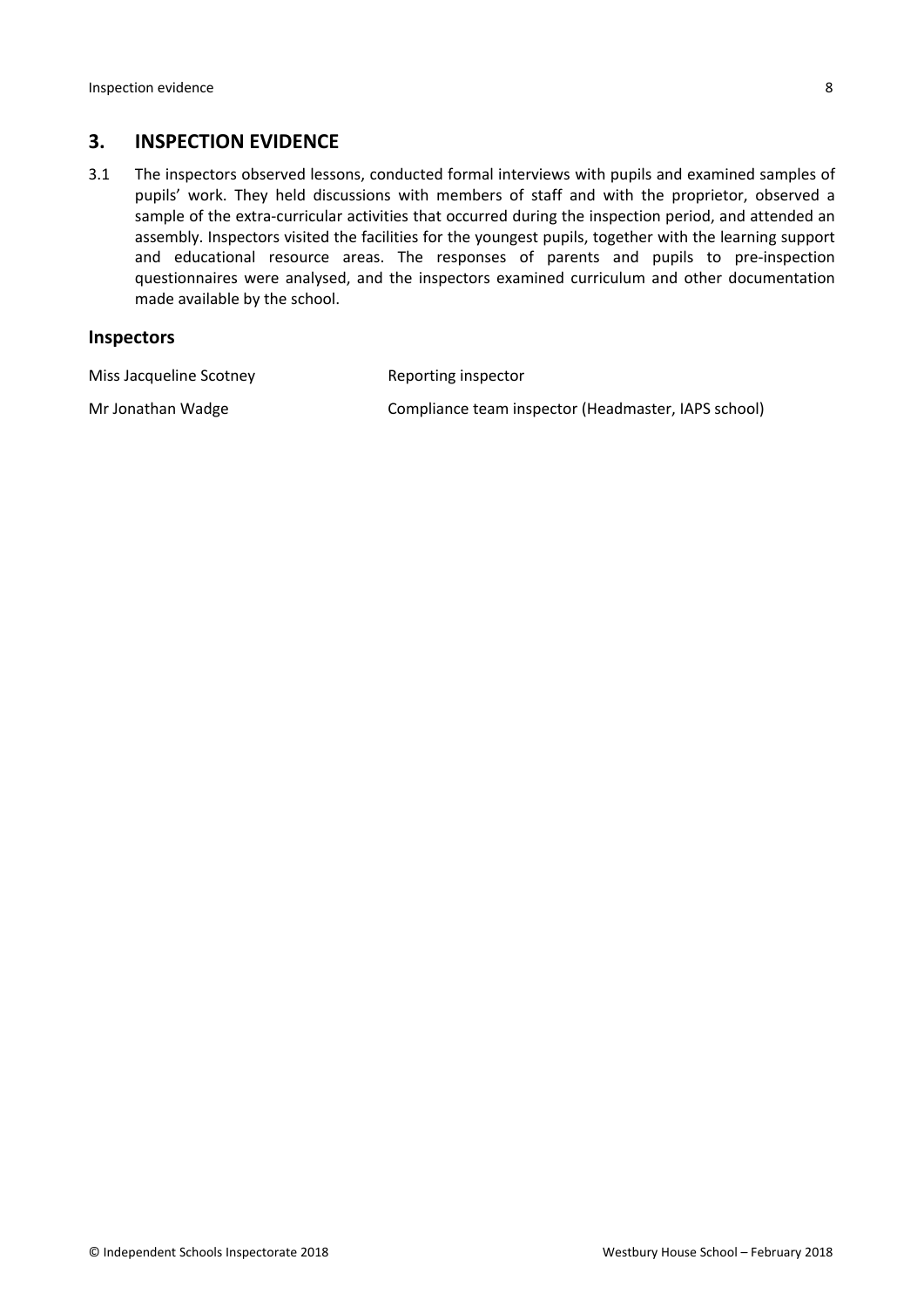## 3. INSPECTION EVIDENCE

3.1 The inspectors observed lessons, conducted formal interviews with pupils and examined samples of pupils' work. They held discussions with members of staff and with the proprietor, observed a sample of the extra-curricular activities that occurred during the inspection period, and attended an assembly. Inspectors visited the facilities for the youngest pupils, together with the learning support and educational resource areas. The responses of parents and pupils to pre-inspection questionnaires were analysed, and the inspectors examined curriculum and other documentation made available by the school.

### Inspectors

| | |
|---|---|
| Miss Jacqueline Scotney | Reporting inspector |
| Mr Jonathan Wadge | Compliance team inspector (Headmaster, IAPS school) |